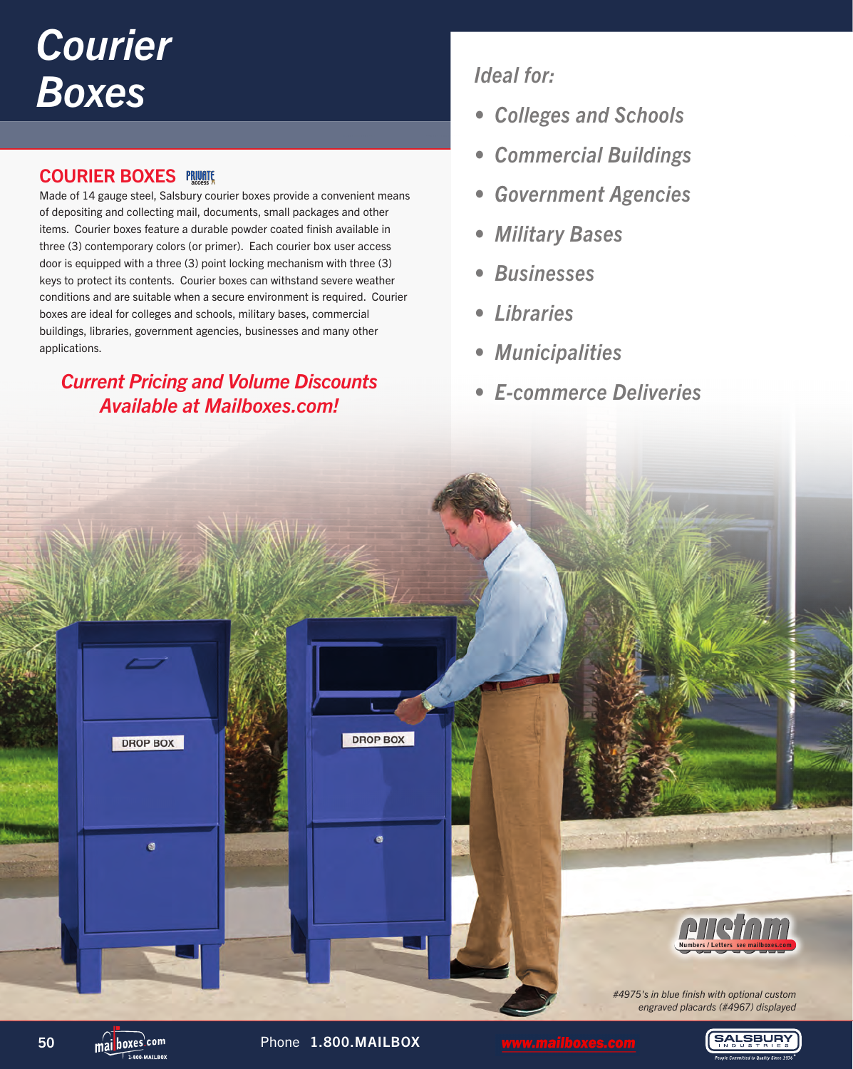# Courier Boxes

## COURIER BOXES

Made of 14 gauge steel, Salsbury courier boxes provide a convenient means of depositing and collecting mail, documents, small packages and other items. Courier boxes feature a durable powder coated finish available in three (3) contemporary colors (or primer). Each courier box user access door is equipped with a three (3) point locking mechanism with three (3) keys to protect its contents. Courier boxes can withstand severe weather conditions and are suitable when a secure environment is required. Courier boxes are ideal for colleges and schools, military bases, commercial buildings, libraries, government agencies, businesses and many other applications.

***Current Pricing and Volume Discounts Available at Mailboxes.com!***

*Ideal for:*

- ***Colleges and Schools***
- ***Commercial Buildings***
- ***Government Agencies***
- ***Military Bases***
- ***Businesses***
- ***Libraries***
- ***Municipalities***
- ***E-commerce Deliveries***

custom — Numbers / Letters see mailboxes.com

*#4975's in blue finish with optional custom engraved placards (#4967) displayed*

Phone **1.800.MAILBOX** www.mailboxes.com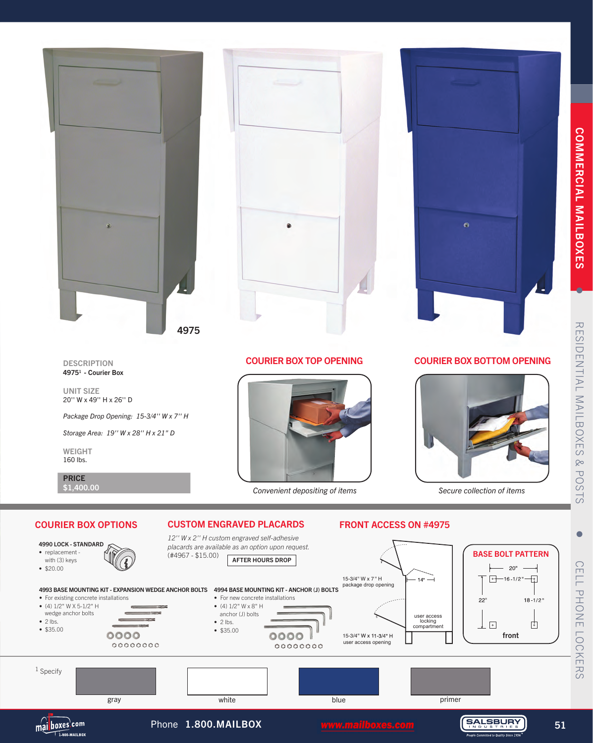4975

## DESCRIPTION

**4975[1] - Courier Box**

## UNIT SIZE

20'' W x 49'' H x 26'' D

*Package Drop Opening: 15-3/4'' W x 7'' H*

*Storage Area: 19'' W x 28'' H x 21" D*

## WEIGHT

160 lbs.

## PRICE

$1,400.00

## COURIER BOX TOP OPENING

*Convenient depositing of items*

## COURIER BOX BOTTOM OPENING

*Secure collection of items*

## COURIER BOX OPTIONS

**4990 LOCK - STANDARD**
- replacement - with (3) keys
- $20.00

**4993 BASE MOUNTING KIT - EXPANSION WEDGE ANCHOR BOLTS**
- For existing concrete installations
- (4) 1/2" W X 5-1/2" H wedge anchor bolts
- 2 lbs.
- $35.00

## CUSTOM ENGRAVED PLACARDS

*12'' W x 2'' H custom engraved self-adhesive placards are available as an option upon request.*
(#4967 - $15.00)

AFTER HOURS DROP

**4994 BASE MOUNTING KIT - ANCHOR (J) BOLTS**
- For new concrete installations
- (4) 1/2" W x 8" H anchor (J) bolts
- 2 lbs.
- $35.00

## FRONT ACCESS ON #4975

15-3/4" W x 7" H package drop opening

14"

user access locking compartment

15-3/4" W x 11-3/4" H user access opening

## BASE BOLT PATTERN

20"

16-1/2"

22"

18-1/2"

front

[1] Specify

gray

white

blue

primer